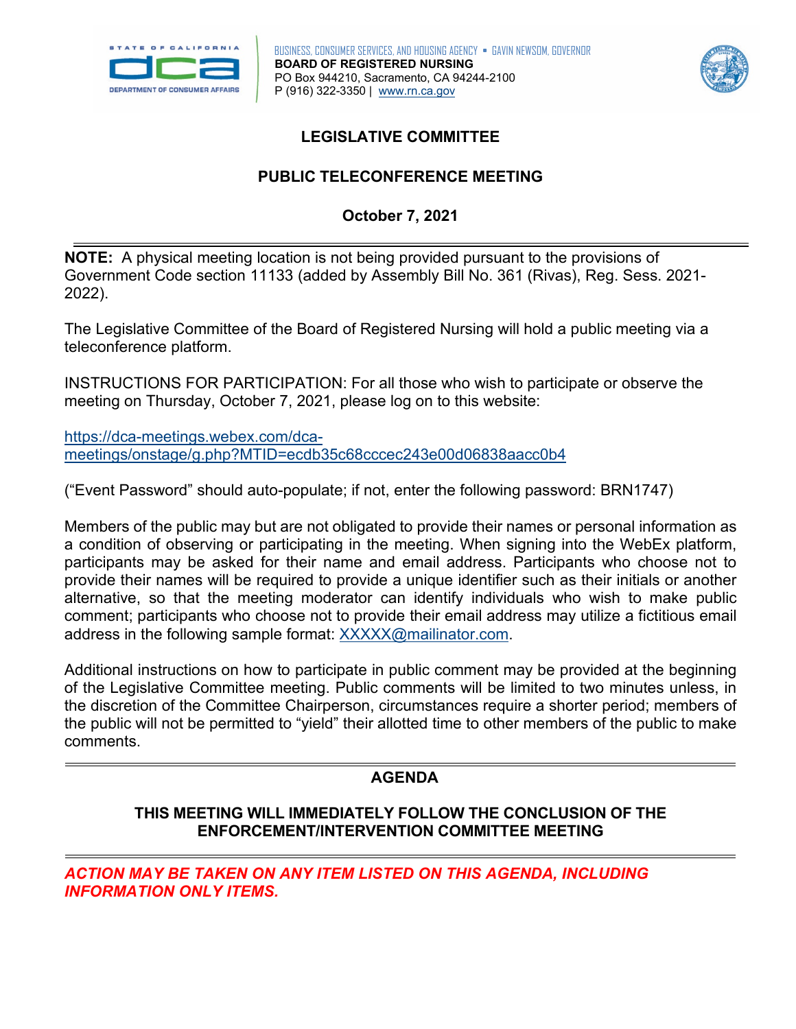BUSINESS, CONSUMER SERVICES, AND HOUSING AGENCY ▪ GAVIN NEWSOM, GOVERNOR
**BOARD OF REGISTERED NURSING**
PO Box 944210, Sacramento, CA 94244-2100
P (916) 322-3350 | www.rn.ca.gov

# LEGISLATIVE COMMITTEE

## PUBLIC TELECONFERENCE MEETING

## October 7, 2021

---

**NOTE:** A physical meeting location is not being provided pursuant to the provisions of Government Code section 11133 (added by Assembly Bill No. 361 (Rivas), Reg. Sess. 2021-2022).

The Legislative Committee of the Board of Registered Nursing will hold a public meeting via a teleconference platform.

INSTRUCTIONS FOR PARTICIPATION: For all those who wish to participate or observe the meeting on Thursday, October 7, 2021, please log on to this website:

https://dca-meetings.webex.com/dca-meetings/onstage/g.php?MTID=ecdb35c68cccec243e00d06838aacc0b4

("Event Password" should auto-populate; if not, enter the following password: BRN1747)

Members of the public may but are not obligated to provide their names or personal information as a condition of observing or participating in the meeting. When signing into the WebEx platform, participants may be asked for their name and email address. Participants who choose not to provide their names will be required to provide a unique identifier such as their initials or another alternative, so that the meeting moderator can identify individuals who wish to make public comment; participants who choose not to provide their email address may utilize a fictitious email address in the following sample format: XXXXX@mailinator.com.

Additional instructions on how to participate in public comment may be provided at the beginning of the Legislative Committee meeting. Public comments will be limited to two minutes unless, in the discretion of the Committee Chairperson, circumstances require a shorter period; members of the public will not be permitted to "yield" their allotted time to other members of the public to make comments.

---

## AGENDA

**THIS MEETING WILL IMMEDIATELY FOLLOW THE CONCLUSION OF THE ENFORCEMENT/INTERVENTION COMMITTEE MEETING**

---

***ACTION MAY BE TAKEN ON ANY ITEM LISTED ON THIS AGENDA, INCLUDING INFORMATION ONLY ITEMS.***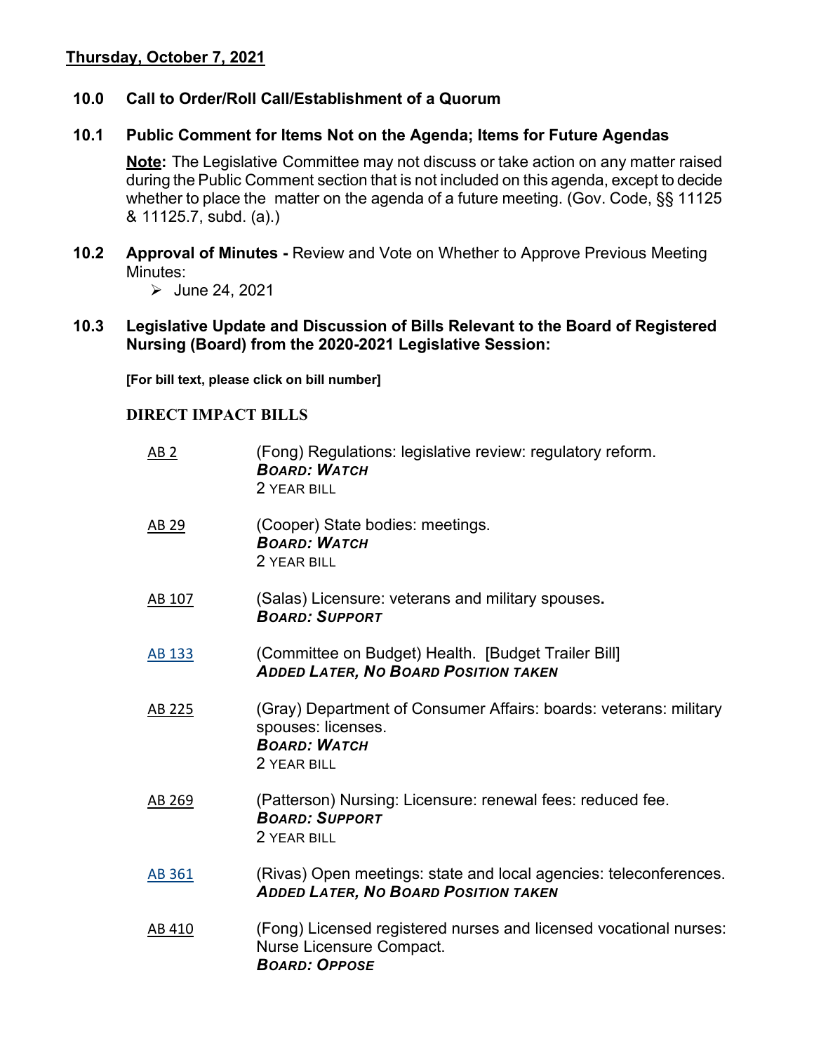**Thursday, October 7, 2021**

## 10.0 Call to Order/Roll Call/Establishment of a Quorum

## 10.1 Public Comment for Items Not on the Agenda; Items for Future Agendas

**Note:** The Legislative Committee may not discuss or take action on any matter raised during the Public Comment section that is not included on this agenda, except to decide whether to place the matter on the agenda of a future meeting. (Gov. Code, §§ 11125 & 11125.7, subd. (a).)

## 10.2 Approval of Minutes - Review and Vote on Whether to Approve Previous Meeting Minutes:

- June 24, 2021

## 10.3 Legislative Update and Discussion of Bills Relevant to the Board of Registered Nursing (Board) from the 2020-2021 Legislative Session:

**[For bill text, please click on bill number]**

### DIRECT IMPACT BILLS

AB 2 — (Fong) Regulations: legislative review: regulatory reform.
***BOARD: WATCH***
2 YEAR BILL

AB 29 — (Cooper) State bodies: meetings.
***BOARD: WATCH***
2 YEAR BILL

AB 107 — (Salas) Licensure: veterans and military spouses.
***BOARD: SUPPORT***

AB 133 — (Committee on Budget) Health. [Budget Trailer Bill]
***ADDED LATER, NO BOARD POSITION TAKEN***

AB 225 — (Gray) Department of Consumer Affairs: boards: veterans: military spouses: licenses.
***BOARD: WATCH***
2 YEAR BILL

AB 269 — (Patterson) Nursing: Licensure: renewal fees: reduced fee.
***BOARD: SUPPORT***
2 YEAR BILL

AB 361 — (Rivas) Open meetings: state and local agencies: teleconferences.
***ADDED LATER, NO BOARD POSITION TAKEN***

AB 410 — (Fong) Licensed registered nurses and licensed vocational nurses: Nurse Licensure Compact.
***BOARD: OPPOSE***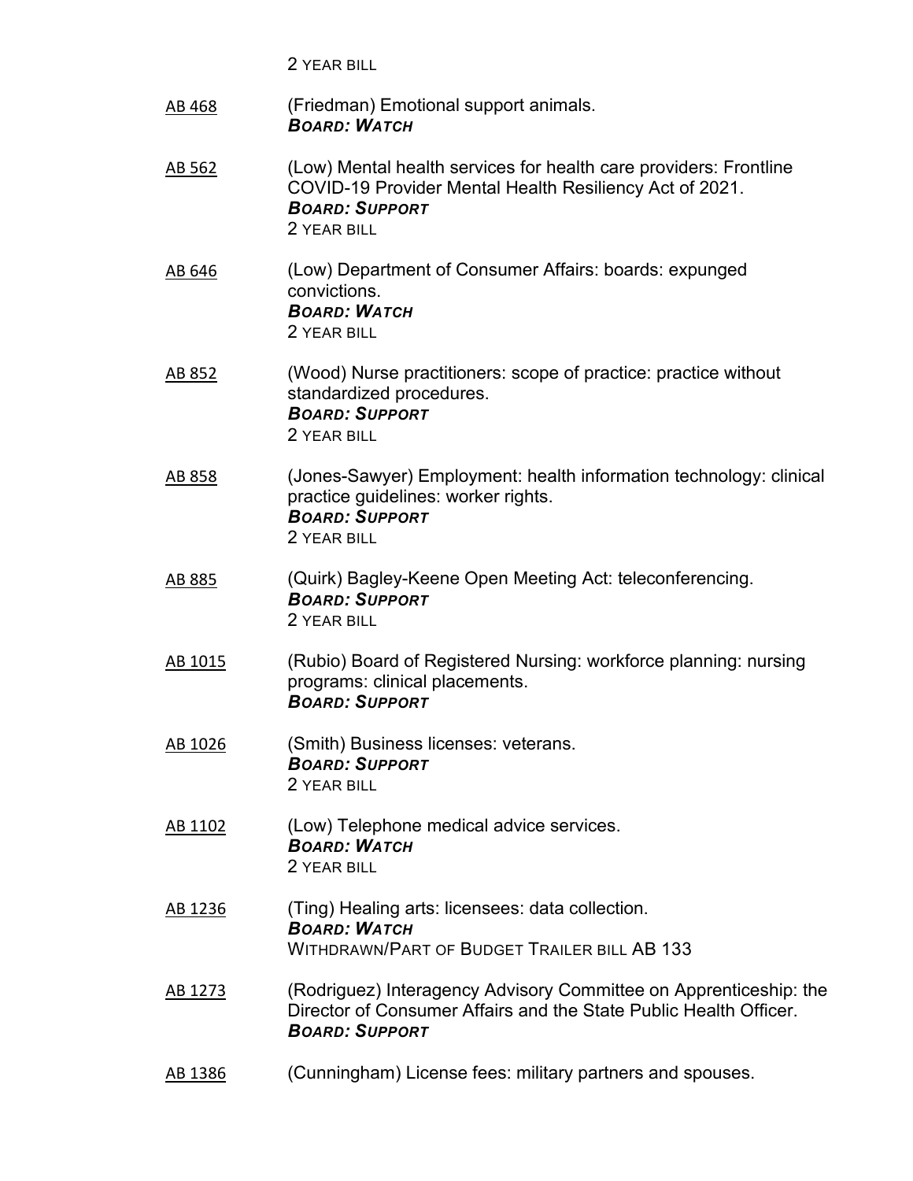2 YEAR BILL

AB 468 (Friedman) Emotional support animals.
***BOARD: WATCH***

AB 562 (Low) Mental health services for health care providers: Frontline COVID-19 Provider Mental Health Resiliency Act of 2021.
***BOARD: SUPPORT***
2 YEAR BILL

AB 646 (Low) Department of Consumer Affairs: boards: expunged convictions.
***BOARD: WATCH***
2 YEAR BILL

AB 852 (Wood) Nurse practitioners: scope of practice: practice without standardized procedures.
***BOARD: SUPPORT***
2 YEAR BILL

AB 858 (Jones-Sawyer) Employment: health information technology: clinical practice guidelines: worker rights.
***BOARD: SUPPORT***
2 YEAR BILL

AB 885 (Quirk) Bagley-Keene Open Meeting Act: teleconferencing.
***BOARD: SUPPORT***
2 YEAR BILL

AB 1015 (Rubio) Board of Registered Nursing: workforce planning: nursing programs: clinical placements.
***BOARD: SUPPORT***

AB 1026 (Smith) Business licenses: veterans.
***BOARD: SUPPORT***
2 YEAR BILL

AB 1102 (Low) Telephone medical advice services.
***BOARD: WATCH***
2 YEAR BILL

AB 1236 (Ting) Healing arts: licensees: data collection.
***BOARD: WATCH***
WITHDRAWN/PART OF BUDGET TRAILER BILL AB 133

AB 1273 (Rodriguez) Interagency Advisory Committee on Apprenticeship: the Director of Consumer Affairs and the State Public Health Officer.
***BOARD: SUPPORT***

AB 1386 (Cunningham) License fees: military partners and spouses.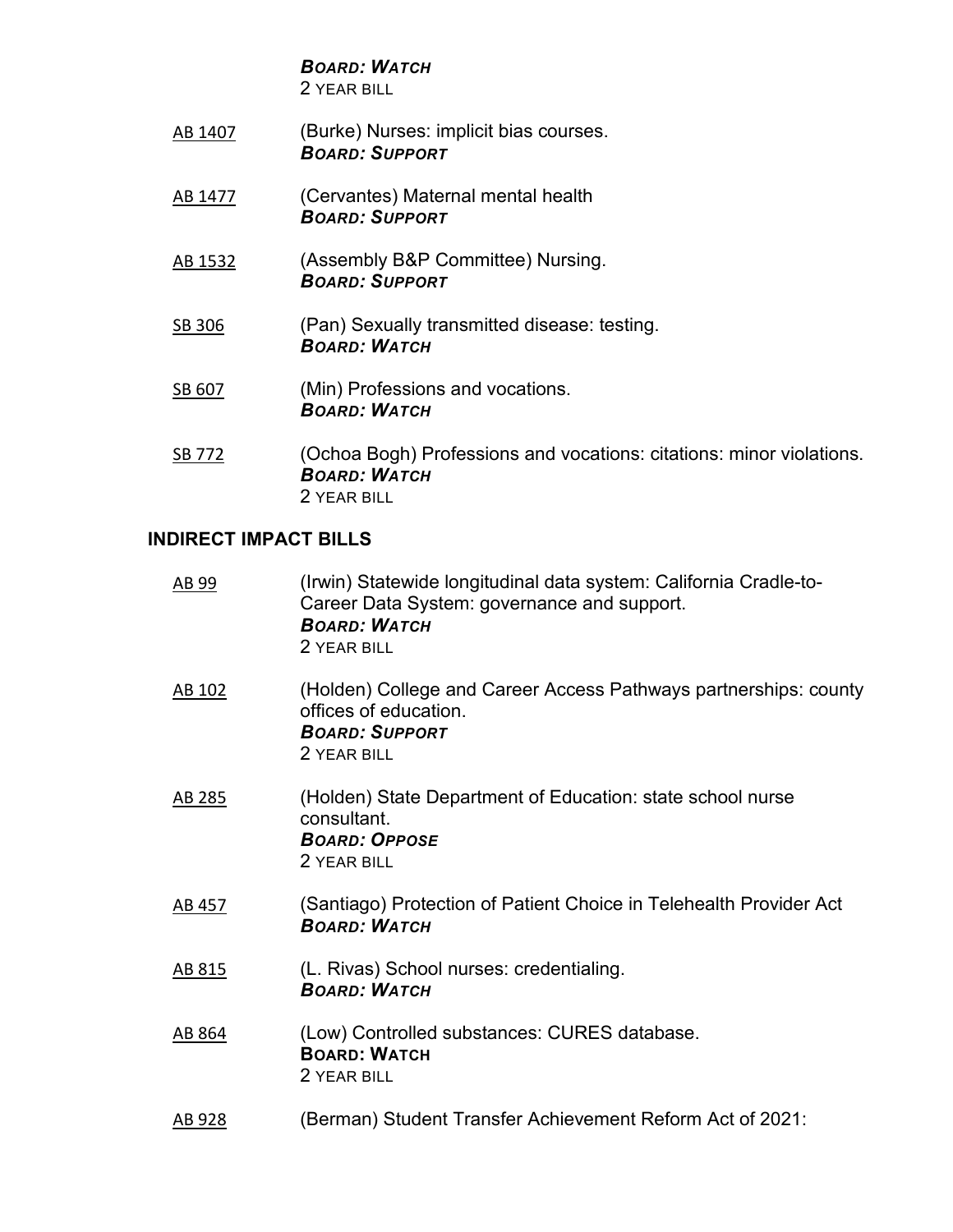***BOARD: WATCH***
2 YEAR BILL

AB 1407 (Burke) Nurses: implicit bias courses.
***BOARD: SUPPORT***

AB 1477 (Cervantes) Maternal mental health
***BOARD: SUPPORT***

AB 1532 (Assembly B&P Committee) Nursing.
***BOARD: SUPPORT***

SB 306 (Pan) Sexually transmitted disease: testing.
***BOARD: WATCH***

SB 607 (Min) Professions and vocations.
***BOARD: WATCH***

SB 772 (Ochoa Bogh) Professions and vocations: citations: minor violations.
***BOARD: WATCH***
2 YEAR BILL

## INDIRECT IMPACT BILLS

AB 99 (Irwin) Statewide longitudinal data system: California Cradle-to-Career Data System: governance and support.
***BOARD: WATCH***
2 YEAR BILL

AB 102 (Holden) College and Career Access Pathways partnerships: county offices of education.
***BOARD: SUPPORT***
2 YEAR BILL

AB 285 (Holden) State Department of Education: state school nurse consultant.
***BOARD: OPPOSE***
2 YEAR BILL

AB 457 (Santiago) Protection of Patient Choice in Telehealth Provider Act
***BOARD: WATCH***

AB 815 (L. Rivas) School nurses: credentialing.
***BOARD: WATCH***

AB 864 (Low) Controlled substances: CURES database.
**BOARD: WATCH**
2 YEAR BILL

AB 928 (Berman) Student Transfer Achievement Reform Act of 2021: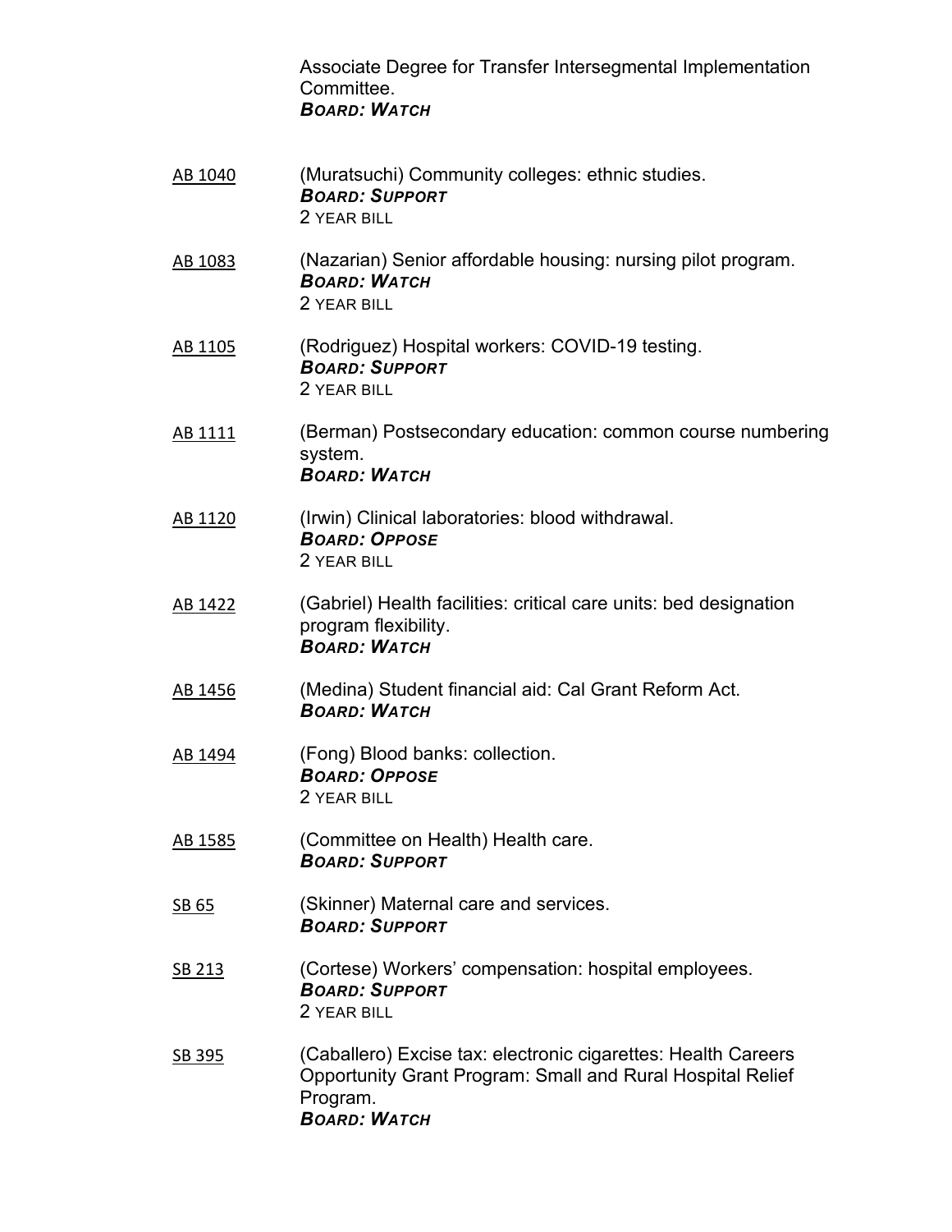Associate Degree for Transfer Intersegmental Implementation Committee.
***BOARD: WATCH***

| | |
|---|---|
| AB 1040 | (Muratsuchi) Community colleges: ethnic studies.<br>***BOARD: SUPPORT***<br>2 YEAR BILL |
| AB 1083 | (Nazarian) Senior affordable housing: nursing pilot program.<br>***BOARD: WATCH***<br>2 YEAR BILL |
| AB 1105 | (Rodriguez) Hospital workers: COVID-19 testing.<br>***BOARD: SUPPORT***<br>2 YEAR BILL |
| AB 1111 | (Berman) Postsecondary education: common course numbering system.<br>***BOARD: WATCH*** |
| AB 1120 | (Irwin) Clinical laboratories: blood withdrawal.<br>***BOARD: OPPOSE***<br>2 YEAR BILL |
| AB 1422 | (Gabriel) Health facilities: critical care units: bed designation program flexibility.<br>***BOARD: WATCH*** |
| AB 1456 | (Medina) Student financial aid: Cal Grant Reform Act.<br>***BOARD: WATCH*** |
| AB 1494 | (Fong) Blood banks: collection.<br>***BOARD: OPPOSE***<br>2 YEAR BILL |
| AB 1585 | (Committee on Health) Health care.<br>***BOARD: SUPPORT*** |
| SB 65 | (Skinner) Maternal care and services.<br>***BOARD: SUPPORT*** |
| SB 213 | (Cortese) Workers' compensation: hospital employees.<br>***BOARD: SUPPORT***<br>2 YEAR BILL |
| SB 395 | (Caballero) Excise tax: electronic cigarettes: Health Careers Opportunity Grant Program: Small and Rural Hospital Relief Program.<br>***BOARD: WATCH*** |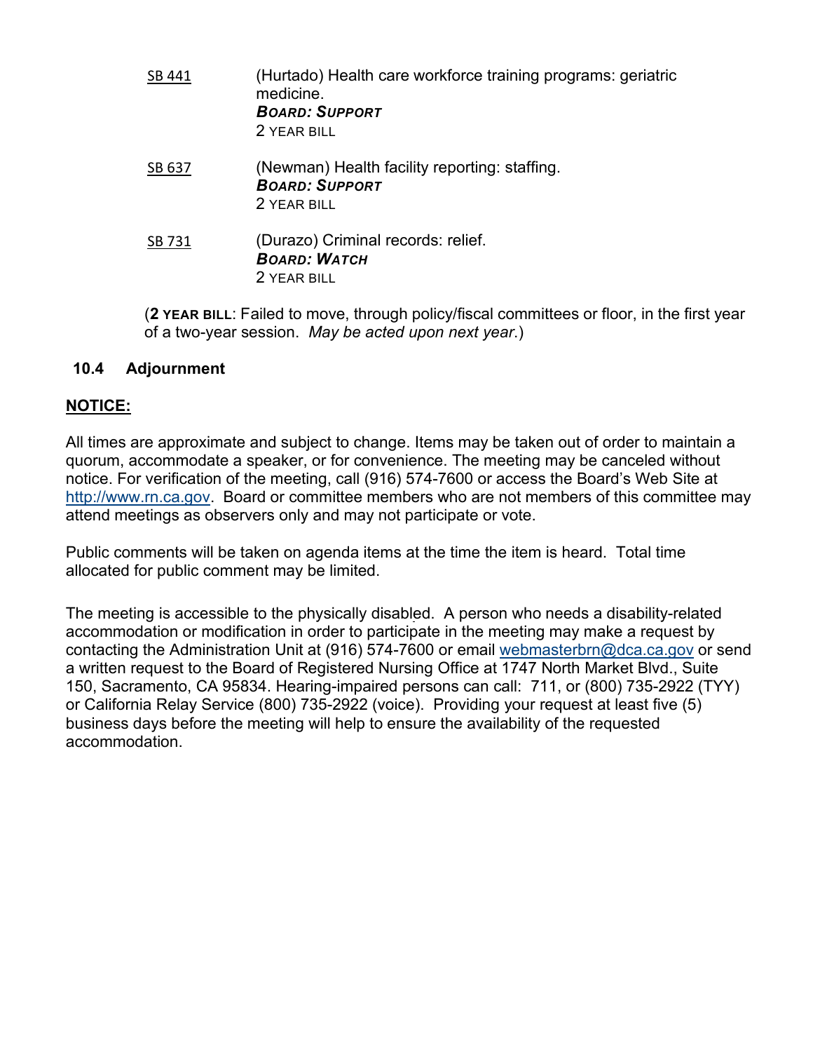SB 441 (Hurtado) Health care workforce training programs: geriatric medicine.
***BOARD: SUPPORT***
2 YEAR BILL

SB 637 (Newman) Health facility reporting: staffing.
***BOARD: SUPPORT***
2 YEAR BILL

SB 731 (Durazo) Criminal records: relief.
***BOARD: WATCH***
2 YEAR BILL

(**2 YEAR BILL**: Failed to move, through policy/fiscal committees or floor, in the first year of a two-year session. *May be acted upon next year.*)

### 10.4 Adjournment

**NOTICE:**

All times are approximate and subject to change. Items may be taken out of order to maintain a quorum, accommodate a speaker, or for convenience. The meeting may be canceled without notice. For verification of the meeting, call (916) 574-7600 or access the Board's Web Site at http://www.rn.ca.gov. Board or committee members who are not members of this committee may attend meetings as observers only and may not participate or vote.

Public comments will be taken on agenda items at the time the item is heard. Total time allocated for public comment may be limited.

The meeting is accessible to the physically disabled. A person who needs a disability-related accommodation or modification in order to participate in the meeting may make a request by contacting the Administration Unit at (916) 574-7600 or email webmasterbrn@dca.ca.gov or send a written request to the Board of Registered Nursing Office at 1747 North Market Blvd., Suite 150, Sacramento, CA 95834. Hearing-impaired persons can call: 711, or (800) 735-2922 (TYY) or California Relay Service (800) 735-2922 (voice). Providing your request at least five (5) business days before the meeting will help to ensure the availability of the requested accommodation.